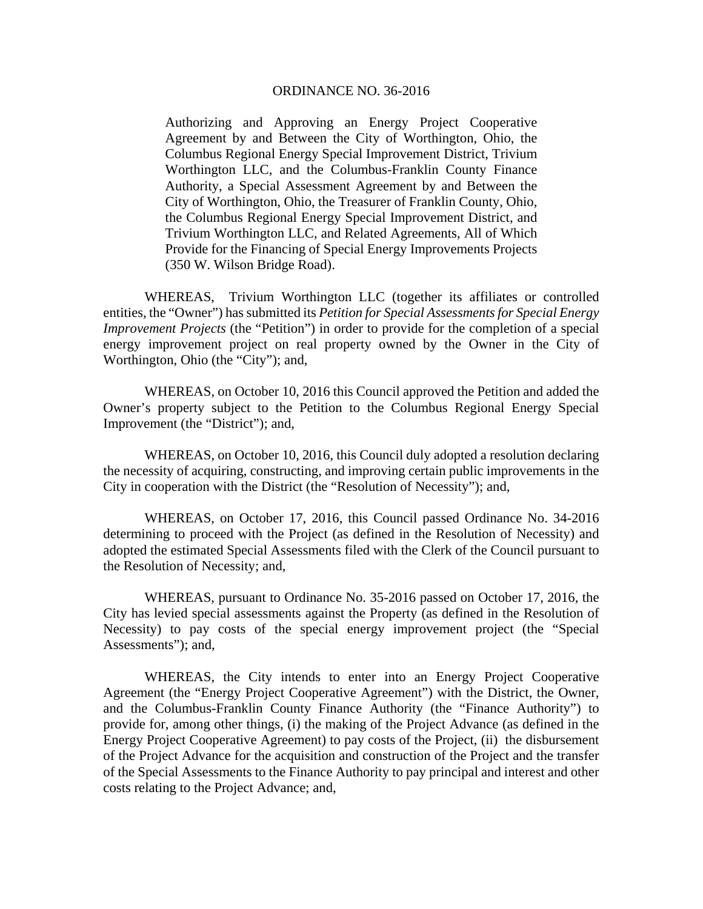# ORDINANCE NO. 36-2016

Authorizing and Approving an Energy Project Cooperative Agreement by and Between the City of Worthington, Ohio, the Columbus Regional Energy Special Improvement District, Trivium Worthington LLC, and the Columbus-Franklin County Finance Authority, a Special Assessment Agreement by and Between the City of Worthington, Ohio, the Treasurer of Franklin County, Ohio, the Columbus Regional Energy Special Improvement District, and Trivium Worthington LLC, and Related Agreements, All of Which Provide for the Financing of Special Energy Improvements Projects (350 W. Wilson Bridge Road).

WHEREAS, Trivium Worthington LLC (together its affiliates or controlled entities, the "Owner") has submitted its *Petition for Special Assessments for Special Energy Improvement Projects* (the "Petition") in order to provide for the completion of a special energy improvement project on real property owned by the Owner in the City of Worthington, Ohio (the "City"); and,

WHEREAS, on October 10, 2016 this Council approved the Petition and added the Owner's property subject to the Petition to the Columbus Regional Energy Special Improvement (the "District"); and,

WHEREAS, on October 10, 2016, this Council duly adopted a resolution declaring the necessity of acquiring, constructing, and improving certain public improvements in the City in cooperation with the District (the "Resolution of Necessity"); and,

WHEREAS, on October 17, 2016, this Council passed Ordinance No. 34-2016 determining to proceed with the Project (as defined in the Resolution of Necessity) and adopted the estimated Special Assessments filed with the Clerk of the Council pursuant to the Resolution of Necessity; and,

WHEREAS, pursuant to Ordinance No. 35-2016 passed on October 17, 2016, the City has levied special assessments against the Property (as defined in the Resolution of Necessity) to pay costs of the special energy improvement project (the "Special Assessments"); and,

WHEREAS, the City intends to enter into an Energy Project Cooperative Agreement (the "Energy Project Cooperative Agreement") with the District, the Owner, and the Columbus-Franklin County Finance Authority (the "Finance Authority") to provide for, among other things, (i) the making of the Project Advance (as defined in the Energy Project Cooperative Agreement) to pay costs of the Project, (ii) the disbursement of the Project Advance for the acquisition and construction of the Project and the transfer of the Special Assessments to the Finance Authority to pay principal and interest and other costs relating to the Project Advance; and,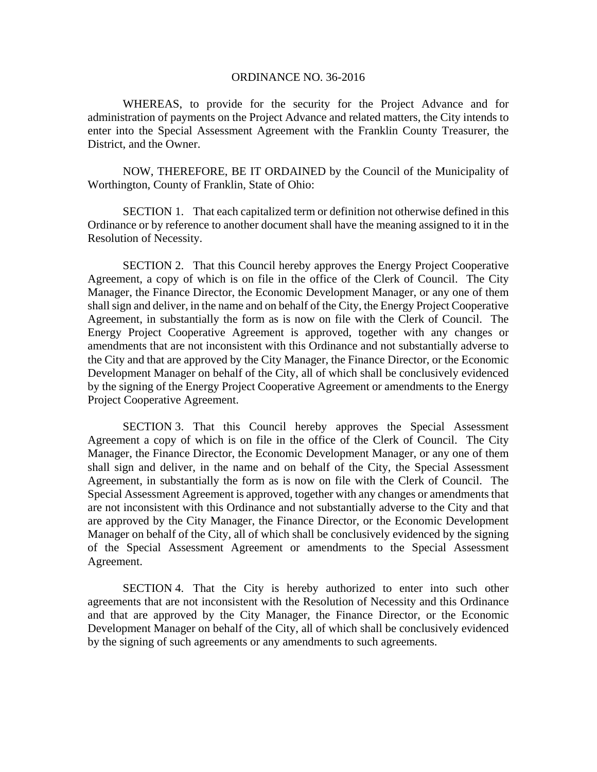ORDINANCE NO. 36-2016

WHEREAS, to provide for the security for the Project Advance and for administration of payments on the Project Advance and related matters, the City intends to enter into the Special Assessment Agreement with the Franklin County Treasurer, the District, and the Owner.

NOW, THEREFORE, BE IT ORDAINED by the Council of the Municipality of Worthington, County of Franklin, State of Ohio:

SECTION 1. That each capitalized term or definition not otherwise defined in this Ordinance or by reference to another document shall have the meaning assigned to it in the Resolution of Necessity.

SECTION 2. That this Council hereby approves the Energy Project Cooperative Agreement, a copy of which is on file in the office of the Clerk of Council. The City Manager, the Finance Director, the Economic Development Manager, or any one of them shall sign and deliver, in the name and on behalf of the City, the Energy Project Cooperative Agreement, in substantially the form as is now on file with the Clerk of Council. The Energy Project Cooperative Agreement is approved, together with any changes or amendments that are not inconsistent with this Ordinance and not substantially adverse to the City and that are approved by the City Manager, the Finance Director, or the Economic Development Manager on behalf of the City, all of which shall be conclusively evidenced by the signing of the Energy Project Cooperative Agreement or amendments to the Energy Project Cooperative Agreement.

SECTION 3. That this Council hereby approves the Special Assessment Agreement a copy of which is on file in the office of the Clerk of Council. The City Manager, the Finance Director, the Economic Development Manager, or any one of them shall sign and deliver, in the name and on behalf of the City, the Special Assessment Agreement, in substantially the form as is now on file with the Clerk of Council. The Special Assessment Agreement is approved, together with any changes or amendments that are not inconsistent with this Ordinance and not substantially adverse to the City and that are approved by the City Manager, the Finance Director, or the Economic Development Manager on behalf of the City, all of which shall be conclusively evidenced by the signing of the Special Assessment Agreement or amendments to the Special Assessment Agreement.

SECTION 4. That the City is hereby authorized to enter into such other agreements that are not inconsistent with the Resolution of Necessity and this Ordinance and that are approved by the City Manager, the Finance Director, or the Economic Development Manager on behalf of the City, all of which shall be conclusively evidenced by the signing of such agreements or any amendments to such agreements.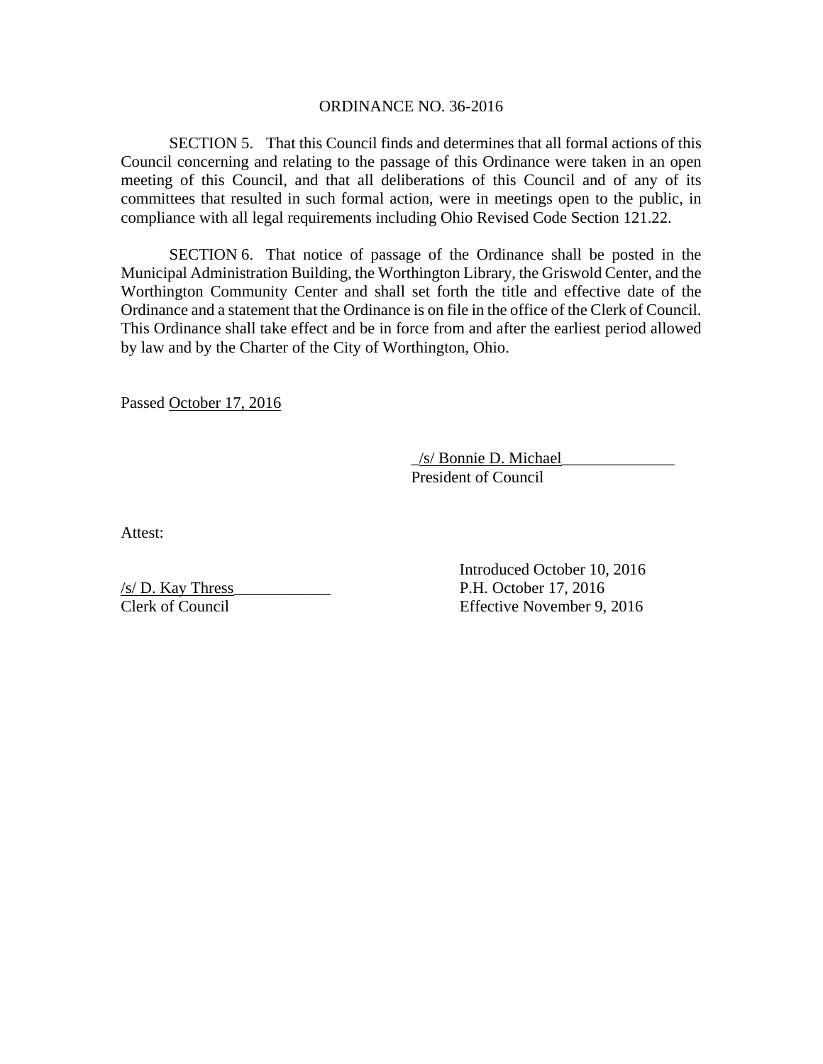ORDINANCE NO. 36-2016

SECTION 5. That this Council finds and determines that all formal actions of this Council concerning and relating to the passage of this Ordinance were taken in an open meeting of this Council, and that all deliberations of this Council and of any of its committees that resulted in such formal action, were in meetings open to the public, in compliance with all legal requirements including Ohio Revised Code Section 121.22.

SECTION 6. That notice of passage of the Ordinance shall be posted in the Municipal Administration Building, the Worthington Library, the Griswold Center, and the Worthington Community Center and shall set forth the title and effective date of the Ordinance and a statement that the Ordinance is on file in the office of the Clerk of Council. This Ordinance shall take effect and be in force from and after the earliest period allowed by law and by the Charter of the City of Worthington, Ohio.

Passed October 17, 2016

_/s/ Bonnie D. Michael______________
President of Council

Attest:

/s/ D. Kay Thress____________
Clerk of Council

Introduced October 10, 2016
P.H. October 17, 2016
Effective November 9, 2016